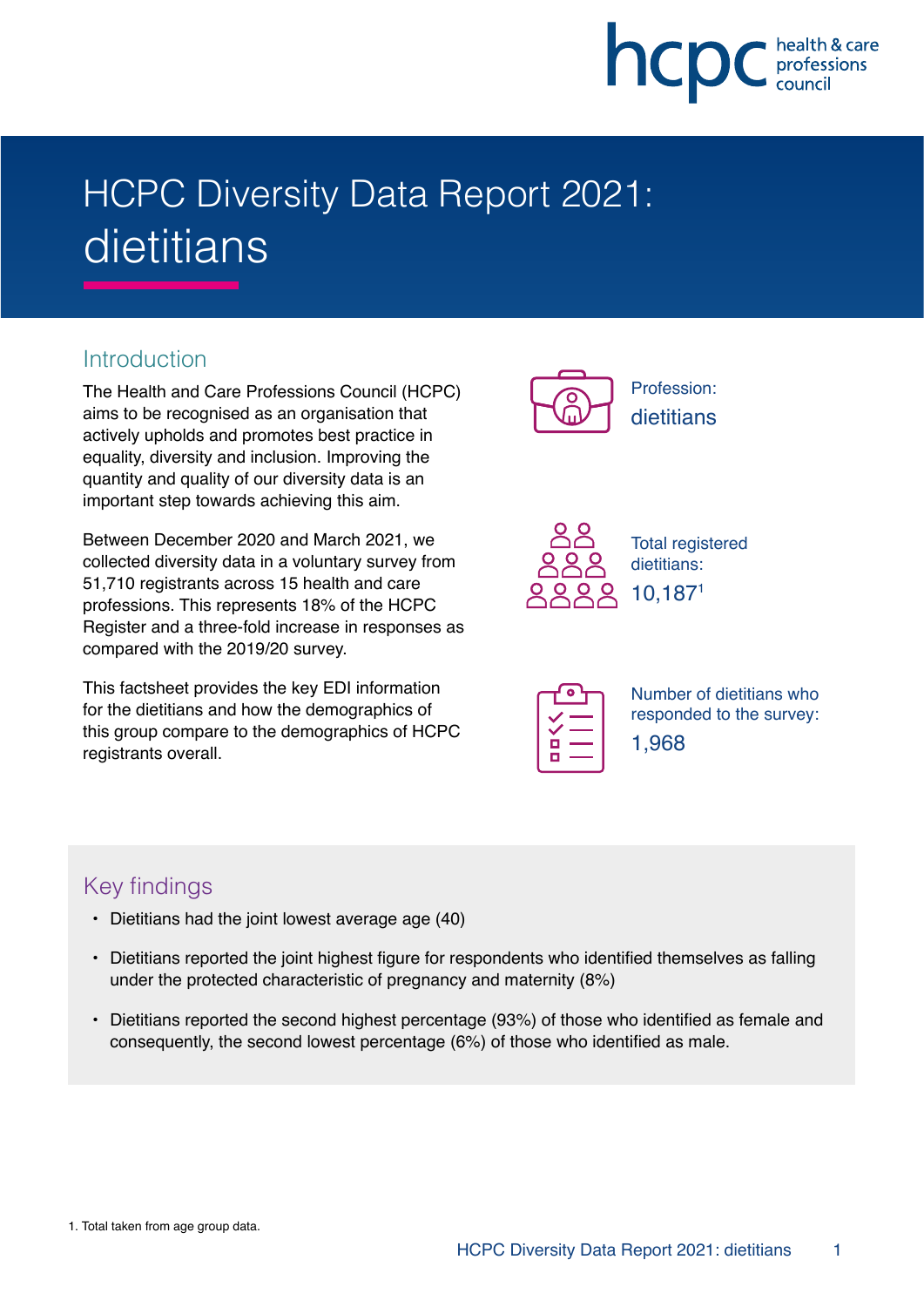# HCPC Diversity Data Report 2021: dietitians

## Introduction

The Health and Care Professions Council (HCPC) aims to be recognised as an organisation that actively upholds and promotes best practice in equality, diversity and inclusion. Improving the quantity and quality of our diversity data is an important step towards achieving this aim.

Between December 2020 and March 2021, we collected diversity data in a voluntary survey from 51,710 registrants across 15 health and care professions. This represents 18% of the HCPC Register and a three-fold increase in responses as compared with the 2019/20 survey.

This factsheet provides the key EDI information for the dietitians and how the demographics of this group compare to the demographics of HCPC registrants overall.

Profession:
dietitians

Total registered dietitians:
10,187[1]

Number of dietitians who responded to the survey:
1,968

## Key findings

- Dietitians had the joint lowest average age (40)
- Dietitians reported the joint highest figure for respondents who identified themselves as falling under the protected characteristic of pregnancy and maternity (8%)
- Dietitians reported the second highest percentage (93%) of those who identified as female and consequently, the second lowest percentage (6%) of those who identified as male.

1. Total taken from age group data.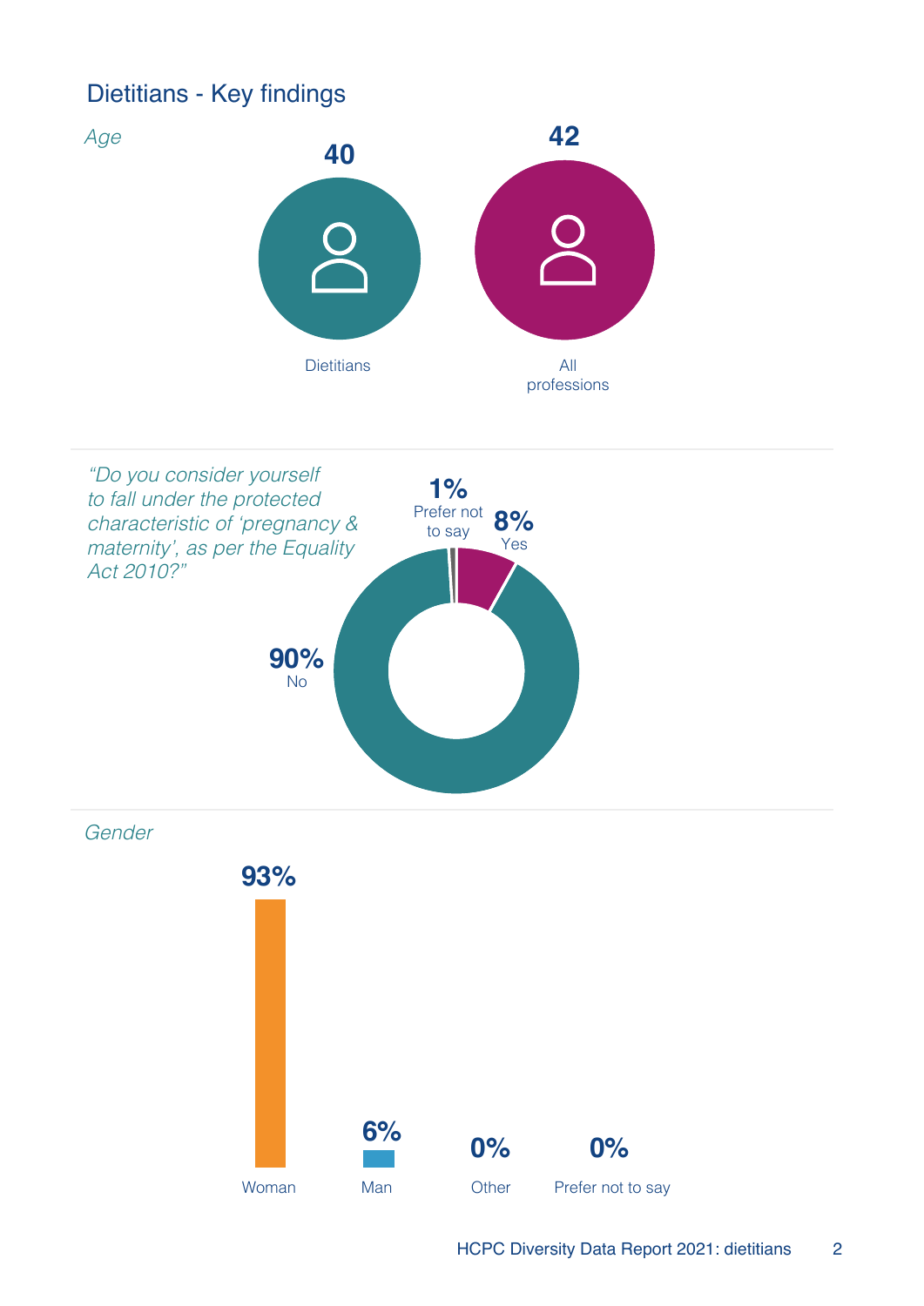## Dietitians - Key findings

*Age*

40

Dietitians

42

All professions

*"Do you consider yourself to fall under the protected characteristic of 'pregnancy & maternity', as per the Equality Act 2010?"*

**1%** Prefer not to say

**8%** Yes

**90%** No

*Gender*

**93%** Woman

**6%** Man

**0%** Other

**0%** Prefer not to say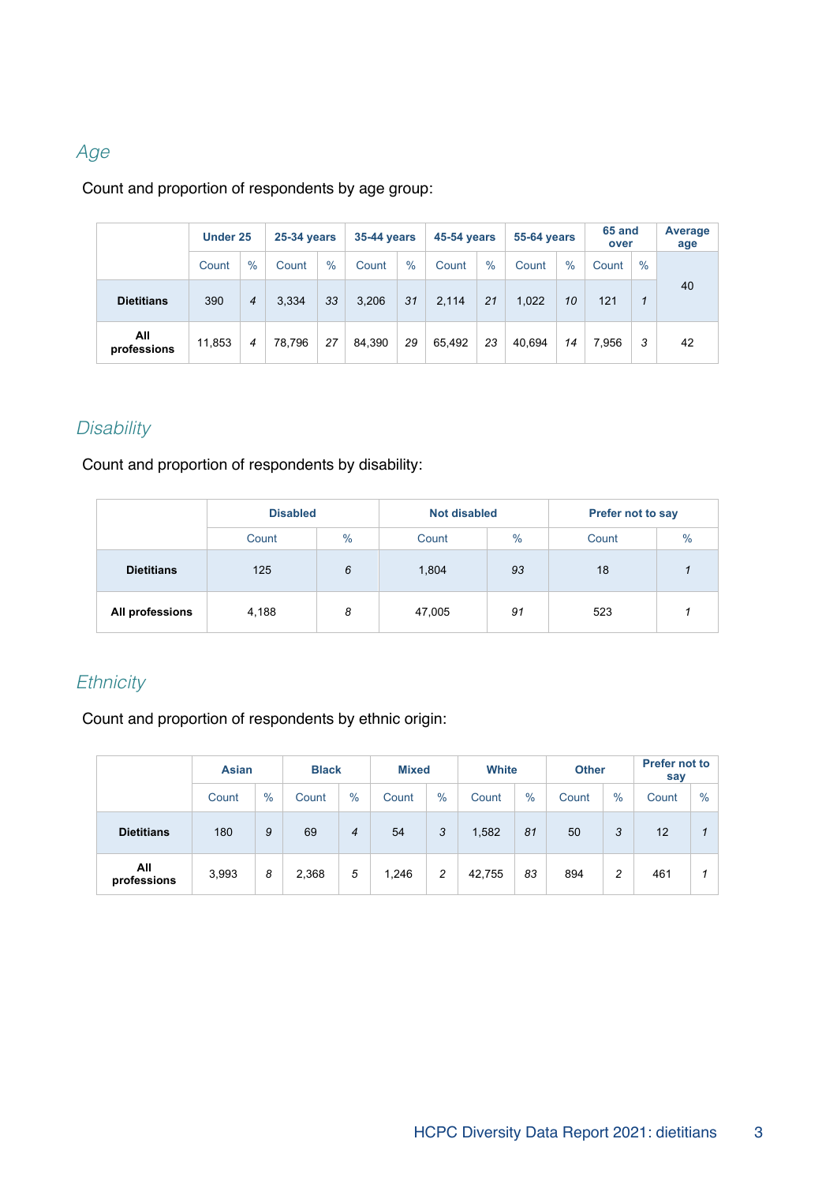## *Age*

Count and proportion of respondents by age group:

| | Under 25 | | 25-34 years | | 35-44 years | | 45-54 years | | 55-64 years | | 65 and over | | Average age |
|---|---|---|---|---|---|---|---|---|---|---|---|---|---|
| | Count | % | Count | % | Count | % | Count | % | Count | % | Count | % | |
| **Dietitians** | 390 | *4* | 3,334 | *33* | 3,206 | *31* | 2,114 | *21* | 1,022 | *10* | 121 | *1* | 40 |
| **All professions** | 11,853 | *4* | 78,796 | *27* | 84,390 | *29* | 65,492 | *23* | 40,694 | *14* | 7,956 | *3* | 42 |

## *Disability*

Count and proportion of respondents by disability:

| | Disabled | | Not disabled | | Prefer not to say | |
|---|---|---|---|---|---|---|
| | Count | % | Count | % | Count | % |
| **Dietitians** | 125 | *6* | 1,804 | *93* | 18 | *1* |
| **All professions** | 4,188 | *8* | 47,005 | *91* | 523 | *1* |

## *Ethnicity*

Count and proportion of respondents by ethnic origin:

| | Asian | | Black | | Mixed | | White | | Other | | Prefer not to say | |
|---|---|---|---|---|---|---|---|---|---|---|---|---|
| | Count | % | Count | % | Count | % | Count | % | Count | % | Count | % |
| **Dietitians** | 180 | *9* | 69 | *4* | 54 | *3* | 1,582 | *81* | 50 | *3* | 12 | *1* |
| **All professions** | 3,993 | *8* | 2,368 | *5* | 1,246 | *2* | 42,755 | *83* | 894 | *2* | 461 | *1* |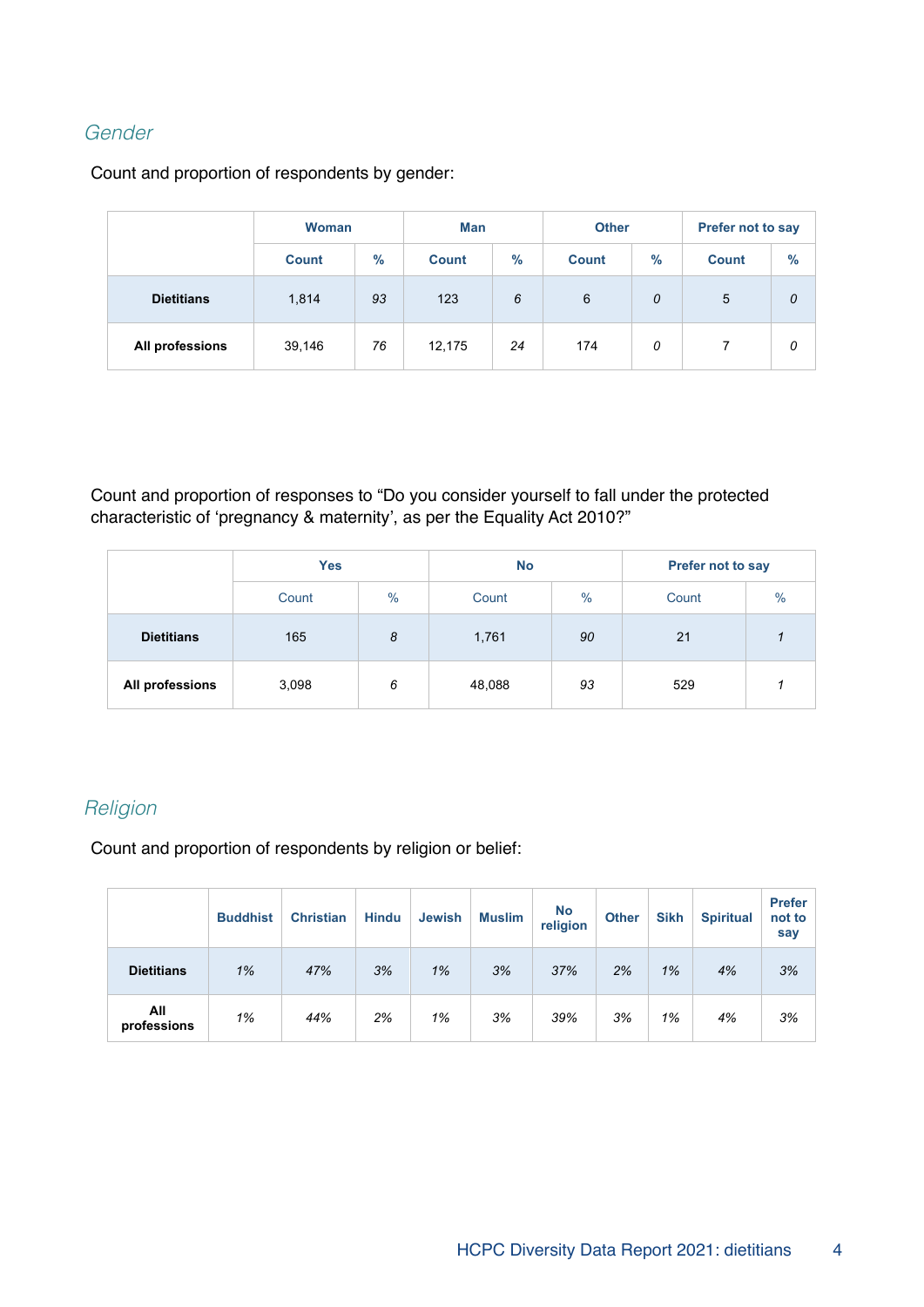## *Gender*

Count and proportion of respondents by gender:

| | Woman | | Man | | Other | | Prefer not to say | |
|---|---|---|---|---|---|---|---|---|
| | Count | % | Count | % | Count | % | Count | % |
| **Dietitians** | 1,814 | *93* | 123 | *6* | 6 | *0* | 5 | *0* |
| **All professions** | 39,146 | *76* | 12,175 | *24* | 174 | *0* | 7 | *0* |

Count and proportion of responses to “Do you consider yourself to fall under the protected characteristic of ‘pregnancy & maternity’, as per the Equality Act 2010?”

| | Yes | | No | | Prefer not to say | |
|---|---|---|---|---|---|---|
| | Count | % | Count | % | Count | % |
| **Dietitians** | 165 | *8* | 1,761 | *90* | 21 | *1* |
| **All professions** | 3,098 | *6* | 48,088 | *93* | 529 | *1* |

## *Religion*

Count and proportion of respondents by religion or belief:

| | Buddhist | Christian | Hindu | Jewish | Muslim | No religion | Other | Sikh | Spiritual | Prefer not to say |
|---|---|---|---|---|---|---|---|---|---|---|
| **Dietitians** | *1%* | *47%* | *3%* | *1%* | *3%* | *37%* | *2%* | *1%* | *4%* | *3%* |
| **All professions** | *1%* | *44%* | *2%* | *1%* | *3%* | *39%* | *3%* | *1%* | *4%* | *3%* |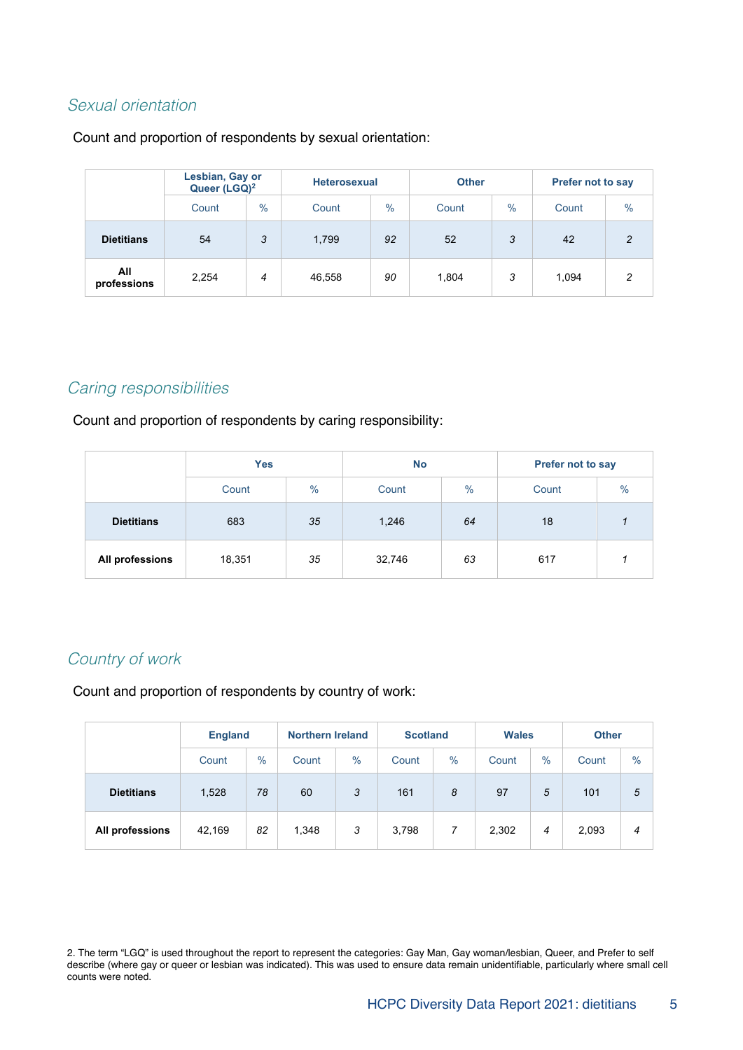## *Sexual orientation*

Count and proportion of respondents by sexual orientation:

| | Lesbian, Gay or Queer (LGQ)[2] | | Heterosexual | | Other | | Prefer not to say | |
|---|---|---|---|---|---|---|---|---|
| | Count | % | Count | % | Count | % | Count | % |
| **Dietitians** | 54 | *3* | 1,799 | *92* | 52 | *3* | 42 | *2* |
| **All professions** | 2,254 | *4* | 46,558 | *90* | 1,804 | *3* | 1,094 | *2* |

## *Caring responsibilities*

Count and proportion of respondents by caring responsibility:

| | Yes | | No | | Prefer not to say | |
|---|---|---|---|---|---|---|
| | Count | % | Count | % | Count | % |
| **Dietitians** | 683 | *35* | 1,246 | *64* | 18 | *1* |
| **All professions** | 18,351 | *35* | 32,746 | *63* | 617 | *1* |

## *Country of work*

Count and proportion of respondents by country of work:

| | England | | Northern Ireland | | Scotland | | Wales | | Other | |
|---|---|---|---|---|---|---|---|---|---|---|
| | Count | % | Count | % | Count | % | Count | % | Count | % |
| **Dietitians** | 1,528 | *78* | 60 | *3* | 161 | *8* | 97 | *5* | 101 | *5* |
| **All professions** | 42,169 | *82* | 1,348 | *3* | 3,798 | *7* | 2,302 | *4* | 2,093 | *4* |

2. The term "LGQ" is used throughout the report to represent the categories: Gay Man, Gay woman/lesbian, Queer, and Prefer to self describe (where gay or queer or lesbian was indicated). This was used to ensure data remain unidentifiable, particularly where small cell counts were noted.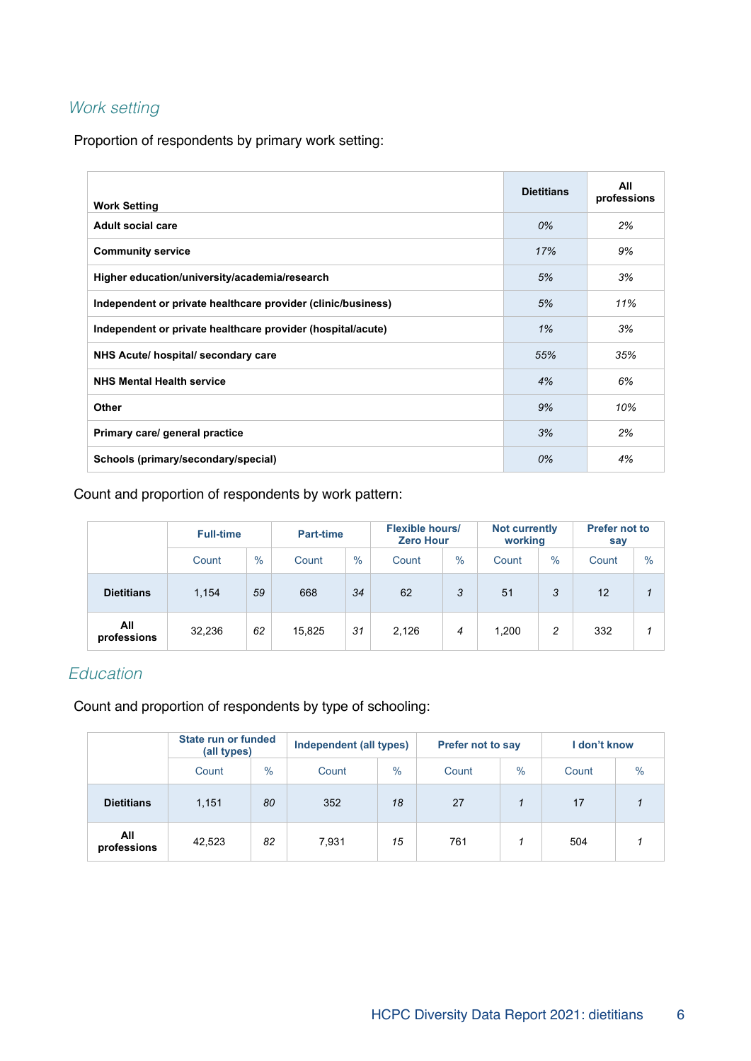## *Work setting*

Proportion of respondents by primary work setting:

| Work Setting | Dietitians | All professions |
|---|---|---|
| **Adult social care** | *0%* | *2%* |
| **Community service** | *17%* | *9%* |
| **Higher education/university/academia/research** | *5%* | *3%* |
| **Independent or private healthcare provider (clinic/business)** | *5%* | *11%* |
| **Independent or private healthcare provider (hospital/acute)** | *1%* | *3%* |
| **NHS Acute/ hospital/ secondary care** | *55%* | *35%* |
| **NHS Mental Health service** | *4%* | *6%* |
| **Other** | *9%* | *10%* |
| **Primary care/ general practice** | *3%* | *2%* |
| **Schools (primary/secondary/special)** | *0%* | *4%* |

Count and proportion of respondents by work pattern:

| | Full-time | | Part-time | | Flexible hours/ Zero Hour | | Not currently working | | Prefer not to say | |
|---|---|---|---|---|---|---|---|---|---|---|
| | Count | % | Count | % | Count | % | Count | % | Count | % |
| **Dietitians** | 1,154 | *59* | 668 | *34* | 62 | *3* | 51 | *3* | 12 | *1* |
| **All professions** | 32,236 | *62* | 15,825 | *31* | 2,126 | *4* | 1,200 | *2* | 332 | *1* |

## *Education*

Count and proportion of respondents by type of schooling:

| | State run or funded (all types) | | Independent (all types) | | Prefer not to say | | I don't know | |
|---|---|---|---|---|---|---|---|---|
| | Count | % | Count | % | Count | % | Count | % |
| **Dietitians** | 1,151 | *80* | 352 | *18* | 27 | *1* | 17 | *1* |
| **All professions** | 42,523 | *82* | 7,931 | *15* | 761 | *1* | 504 | *1* |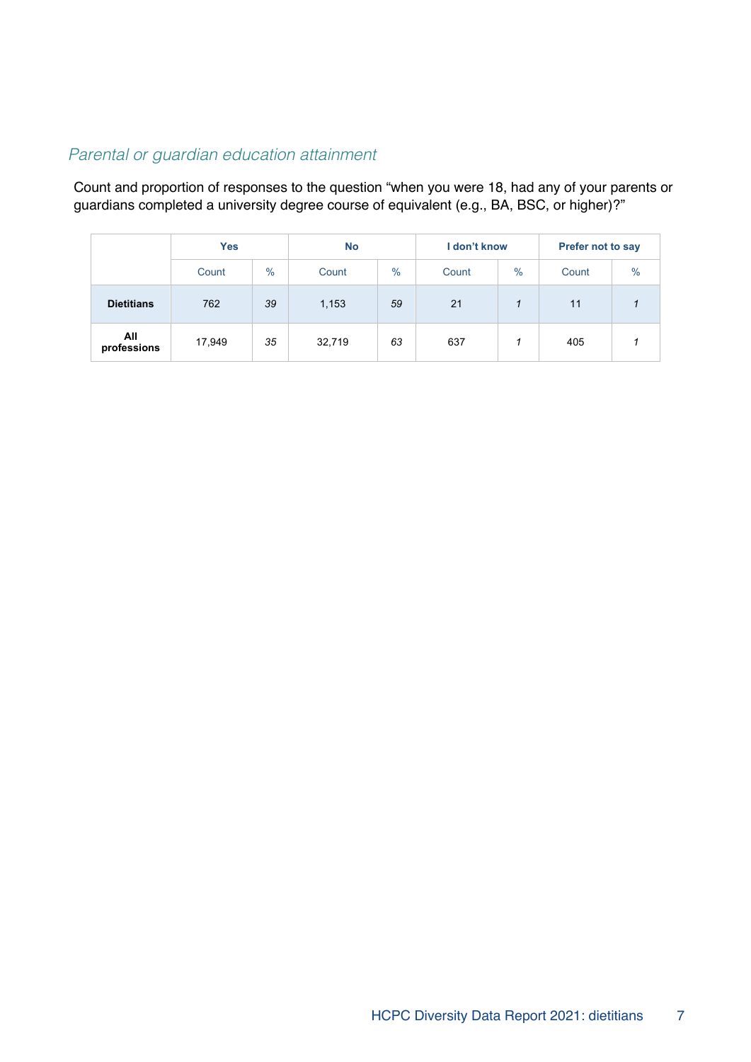### *Parental or guardian education attainment*

Count and proportion of responses to the question “when you were 18, had any of your parents or guardians completed a university degree course of equivalent (e.g., BA, BSC, or higher)?”

| | Yes | | No | | I don’t know | | Prefer not to say | |
|---|---|---|---|---|---|---|---|---|
| | Count | % | Count | % | Count | % | Count | % |
| **Dietitians** | 762 | *39* | 1,153 | *59* | 21 | *1* | 11 | *1* |
| **All professions** | 17,949 | *35* | 32,719 | *63* | 637 | *1* | 405 | *1* |